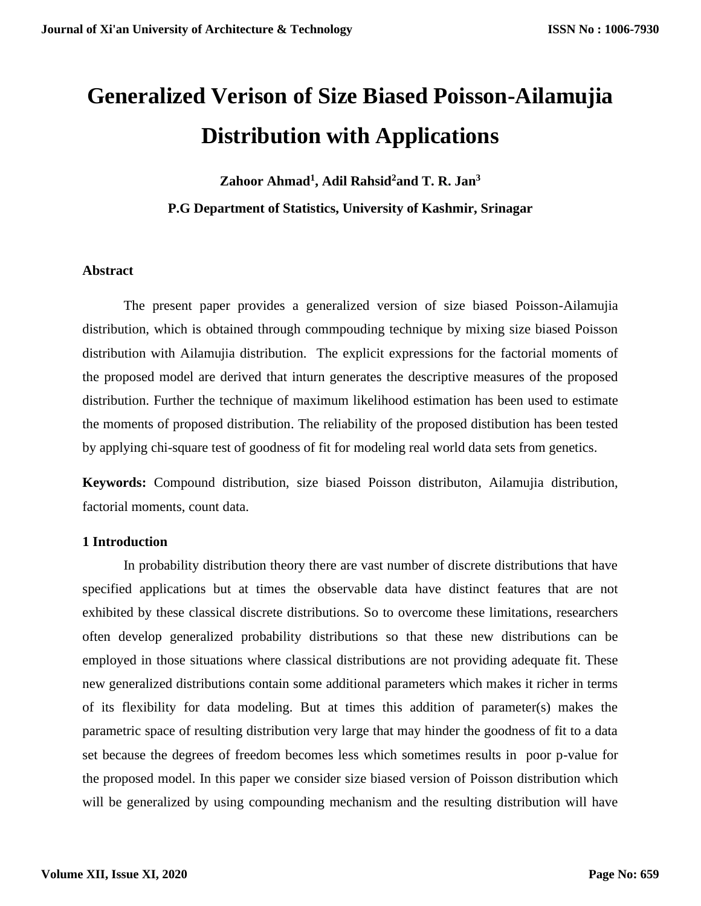# Generalized Verison of Size Biased Poisson-Ailamujia Distribution with Applications

**Zahoor Ahmad[1], Adil Rahsid[2]and T. R. Jan[3]**

**P.G Department of Statistics, University of Kashmir, Srinagar**

## Abstract

The present paper provides a generalized version of size biased Poisson-Ailamujia distribution, which is obtained through commpouding technique by mixing size biased Poisson distribution with Ailamujia distribution. The explicit expressions for the factorial moments of the proposed model are derived that inturn generates the descriptive measures of the proposed distribution. Further the technique of maximum likelihood estimation has been used to estimate the moments of proposed distribution. The reliability of the proposed distibution has been tested by applying chi-square test of goodness of fit for modeling real world data sets from genetics.

**Keywords:** Compound distribution, size biased Poisson distributon, Ailamujia distribution, factorial moments, count data.

## 1 Introduction

In probability distribution theory there are vast number of discrete distributions that have specified applications but at times the observable data have distinct features that are not exhibited by these classical discrete distributions. So to overcome these limitations, researchers often develop generalized probability distributions so that these new distributions can be employed in those situations where classical distributions are not providing adequate fit. These new generalized distributions contain some additional parameters which makes it richer in terms of its flexibility for data modeling. But at times this addition of parameter(s) makes the parametric space of resulting distribution very large that may hinder the goodness of fit to a data set because the degrees of freedom becomes less which sometimes results in poor p-value for the proposed model. In this paper we consider size biased version of Poisson distribution which will be generalized by using compounding mechanism and the resulting distribution will have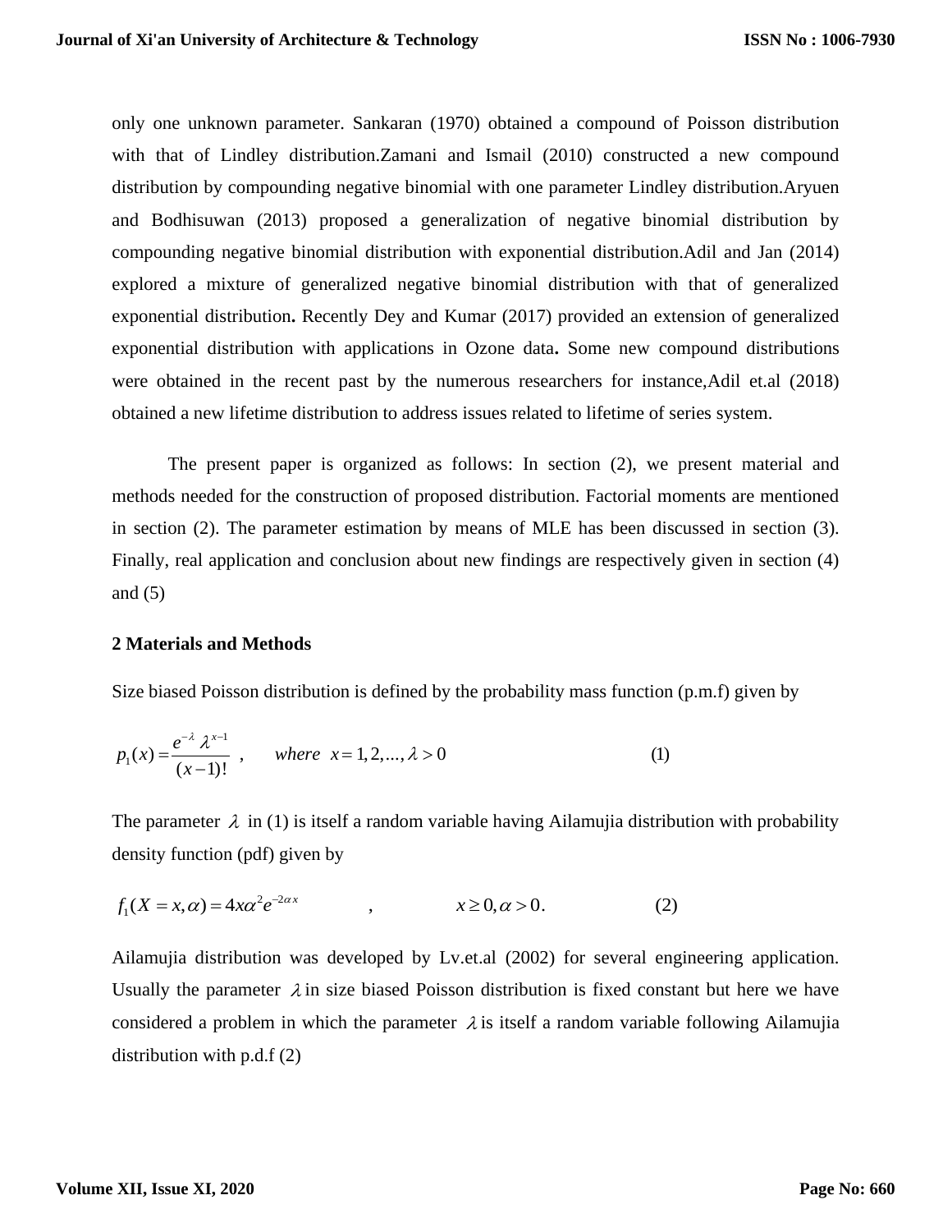only one unknown parameter. Sankaran (1970) obtained a compound of Poisson distribution with that of Lindley distribution.Zamani and Ismail (2010) constructed a new compound distribution by compounding negative binomial with one parameter Lindley distribution.Aryuen and Bodhisuwan (2013) proposed a generalization of negative binomial distribution by compounding negative binomial distribution with exponential distribution.Adil and Jan (2014) explored a mixture of generalized negative binomial distribution with that of generalized exponential distribution**.** Recently Dey and Kumar (2017) provided an extension of generalized exponential distribution with applications in Ozone data**.** Some new compound distributions were obtained in the recent past by the numerous researchers for instance,Adil et.al (2018) obtained a new lifetime distribution to address issues related to lifetime of series system.

The present paper is organized as follows: In section (2), we present material and methods needed for the construction of proposed distribution. Factorial moments are mentioned in section (2). The parameter estimation by means of MLE has been discussed in section (3). Finally, real application and conclusion about new findings are respectively given in section (4) and (5)

## 2 Materials and Methods

Size biased Poisson distribution is defined by the probability mass function (p.m.f) given by

$$p_1(x) = \frac{e^{-\lambda}\,\lambda^{x-1}}{(x-1)!}\ , \qquad where\ \ x = 1, 2, \ldots, \lambda > 0 \tag{1}$$

The parameter $\lambda$ in (1) is itself a random variable having Ailamujia distribution with probability density function (pdf) given by

$$f_1(X = x, \alpha) = 4x\alpha^2 e^{-2\alpha x} \qquad , \qquad x \geq 0, \alpha > 0. \tag{2}$$

Ailamujia distribution was developed by Lv.et.al (2002) for several engineering application. Usually the parameter $\lambda$ in size biased Poisson distribution is fixed constant but here we have considered a problem in which the parameter $\lambda$ is itself a random variable following Ailamujia distribution with p.d.f (2)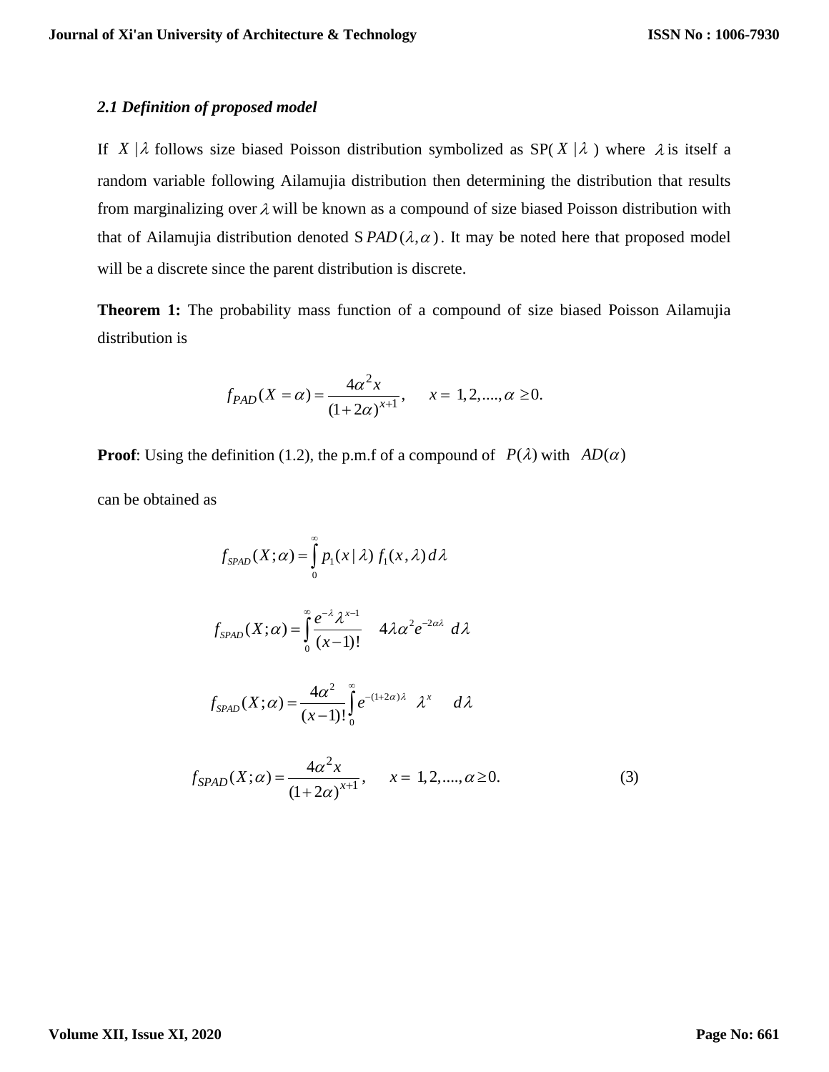### *2.1 Definition of proposed model*

If $X|\lambda$ follows size biased Poisson distribution symbolized as SP( $X|\lambda$ ) where $\lambda$ is itself a random variable following Ailamujia distribution then determining the distribution that results from marginalizing over $\lambda$ will be known as a compound of size biased Poisson distribution with that of Ailamujia distribution denoted S$PAD(\lambda,\alpha)$. It may be noted here that proposed model will be a discrete since the parent distribution is discrete.

**Theorem 1:** The probability mass function of a compound of size biased Poisson Ailamujia distribution is

$$f_{PAD}(X=\alpha)=\frac{4\alpha^2 x}{(1+2\alpha)^{x+1}}, \qquad x=1,2,....,\alpha\geq 0.$$

**Proof**: Using the definition (1.2), the p.m.f of a compound of $P(\lambda)$ with $AD(\alpha)$

can be obtained as

$$f_{SPAD}(X;\alpha)=\int_0^\infty p_1(x|\lambda)\, f_1(x,\lambda)\, d\lambda$$

$$f_{SPAD}(X;\alpha)=\int_0^\infty \frac{e^{-\lambda}\lambda^{x-1}}{(x-1)!} \quad 4\lambda\alpha^2 e^{-2\alpha\lambda}\; d\lambda$$

$$f_{SPAD}(X;\alpha)=\frac{4\alpha^2}{(x-1)!}\int_0^\infty e^{-(1+2\alpha)\lambda} \quad \lambda^x \quad d\lambda$$

$$f_{SPAD}(X;\alpha)=\frac{4\alpha^2 x}{(1+2\alpha)^{x+1}}, \qquad x=1,2,....,\alpha\geq 0. \tag{3}$$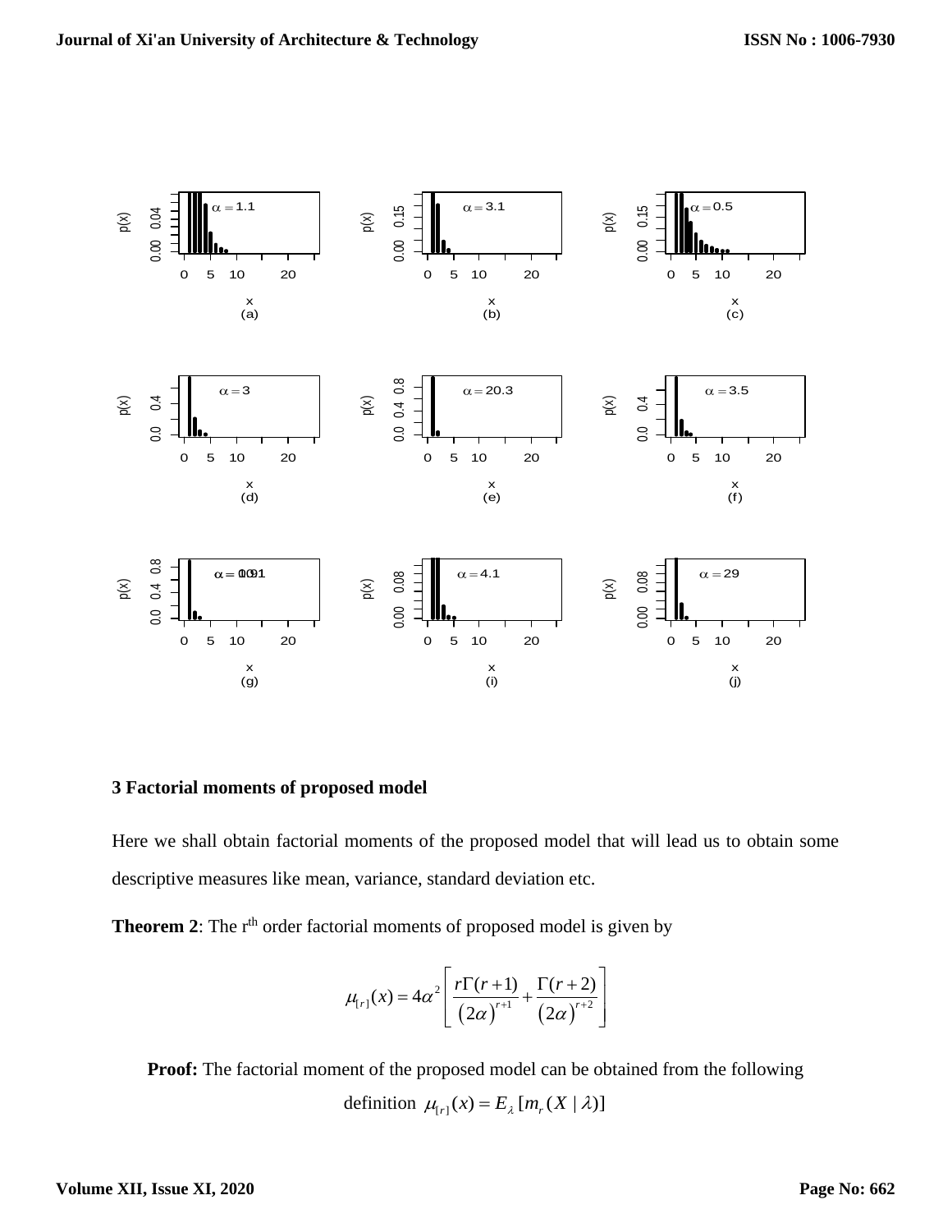## 3 Factorial moments of proposed model

Here we shall obtain factorial moments of the proposed model that will lead us to obtain some descriptive measures like mean, variance, standard deviation etc.

**Theorem 2**: The r[th] order factorial moments of proposed model is given by

$$\mu_{[r]}(x) = 4\alpha^2 \left[ \frac{r\Gamma(r+1)}{(2\alpha)^{r+1}} + \frac{\Gamma(r+2)}{(2\alpha)^{r+2}} \right]$$

**Proof:** The factorial moment of the proposed model can be obtained from the following definition $\mu_{[r]}(x) = E_{\lambda}[m_r(X \mid \lambda)]$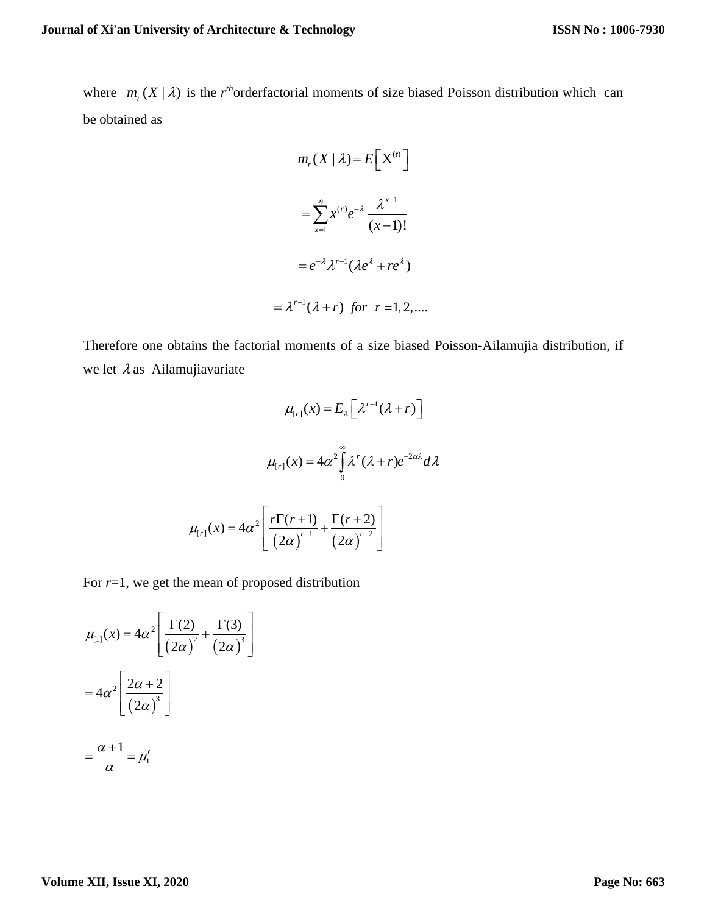where $m_r(X \mid \lambda)$ is the $r^{th}$orderfactorial moments of size biased Poisson distribution which can be obtained as

$$m_r(X \mid \lambda) = E\left[\mathrm{X}^{(r)}\right]$$

$$= \sum_{x=1}^{\infty} x^{(r)} e^{-\lambda} \frac{\lambda^{x-1}}{(x-1)!}$$

$$= e^{-\lambda} \lambda^{r-1} (\lambda e^{\lambda} + r e^{\lambda})$$

$$= \lambda^{r-1}(\lambda + r) \;\; for \;\; r = 1, 2, ....$$

Therefore one obtains the factorial moments of a size biased Poisson-Ailamujia distribution, if we let $\lambda$ as Ailamujiavariate

$$\mu_{[r]}(x) = E_{\lambda}\left[\lambda^{r-1}(\lambda + r)\right]$$

$$\mu_{[r]}(x) = 4\alpha^2 \int_0^{\infty} \lambda^r (\lambda + r) e^{-2\alpha\lambda} d\lambda$$

$$\mu_{[r]}(x) = 4\alpha^2 \left[\frac{r\Gamma(r+1)}{(2\alpha)^{r+1}} + \frac{\Gamma(r+2)}{(2\alpha)^{r+2}}\right]$$

For $r$=1, we get the mean of proposed distribution

$$\mu_{[1]}(x) = 4\alpha^2 \left[\frac{\Gamma(2)}{(2\alpha)^2} + \frac{\Gamma(3)}{(2\alpha)^3}\right]$$

$$= 4\alpha^2 \left[\frac{2\alpha + 2}{(2\alpha)^3}\right]$$

$$= \frac{\alpha + 1}{\alpha} = \mu_1'$$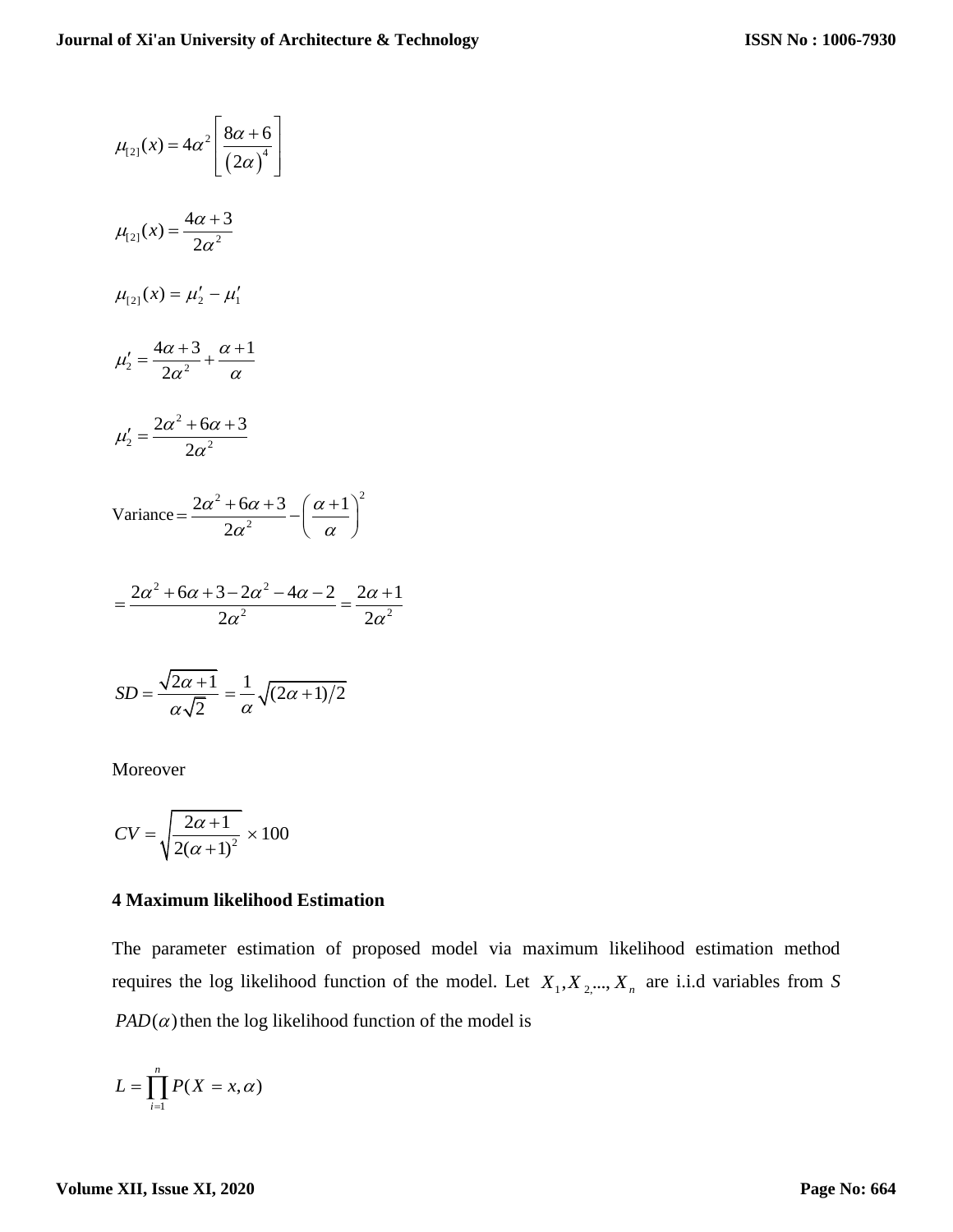$$\mu_{[2]}(x) = 4\alpha^2 \left[ \frac{8\alpha+6}{(2\alpha)^4} \right]$$

$$\mu_{[2]}(x) = \frac{4\alpha+3}{2\alpha^2}$$

$$\mu_{[2]}(x) = \mu_2' - \mu_1'$$

$$\mu_2' = \frac{4\alpha+3}{2\alpha^2} + \frac{\alpha+1}{\alpha}$$

$$\mu_2' = \frac{2\alpha^2+6\alpha+3}{2\alpha^2}$$

$$\text{Variance} = \frac{2\alpha^2+6\alpha+3}{2\alpha^2} - \left( \frac{\alpha+1}{\alpha} \right)^2$$

$$= \frac{2\alpha^2+6\alpha+3-2\alpha^2-4\alpha-2}{2\alpha^2} = \frac{2\alpha+1}{2\alpha^2}$$

$$SD = \frac{\sqrt{2\alpha+1}}{\alpha\sqrt{2}} = \frac{1}{\alpha}\sqrt{(2\alpha+1)/2}$$

Moreover

$$CV = \sqrt{\frac{2\alpha+1}{2(\alpha+1)^2}} \times 100$$

## 4 Maximum likelihood Estimation

The parameter estimation of proposed model via maximum likelihood estimation method requires the log likelihood function of the model. Let $X_1, X_{2,}..., X_n$ are i.i.d variables from *S* $PAD(\alpha)$ then the log likelihood function of the model is

$$L = \prod_{i=1}^{n} P(X = x, \alpha)$$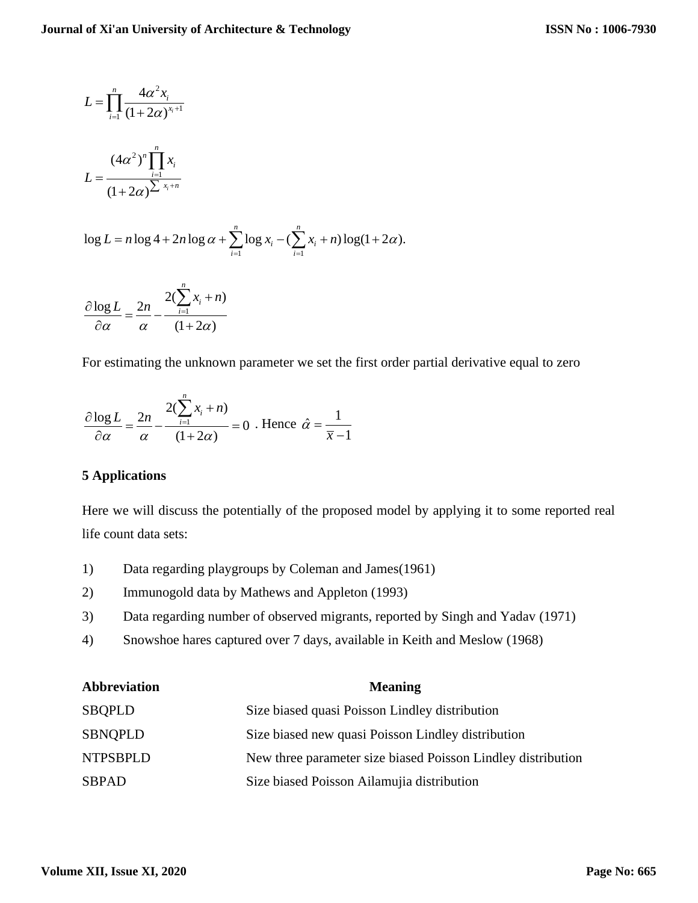$$L = \prod_{i=1}^{n} \frac{4\alpha^2 x_i}{(1+2\alpha)^{x_i+1}}$$

$$L = \frac{(4\alpha^2)^n \prod_{i=1}^{n} x_i}{(1+2\alpha)^{\sum x_i + n}}$$

$$\log L = n\log 4 + 2n\log\alpha + \sum_{i=1}^{n}\log x_i - (\sum_{i=1}^{n} x_i + n)\log(1+2\alpha).$$

$$\frac{\partial \log L}{\partial \alpha} = \frac{2n}{\alpha} - \frac{2(\sum_{i=1}^{n} x_i + n)}{(1+2\alpha)}$$

For estimating the unknown parameter we set the first order partial derivative equal to zero

$$\frac{\partial \log L}{\partial \alpha} = \frac{2n}{\alpha} - \frac{2(\sum_{i=1}^{n} x_i + n)}{(1+2\alpha)} = 0 \text{ . Hence } \hat{\alpha} = \frac{1}{\bar{x}-1}$$

## 5 Applications

Here we will discuss the potentially of the proposed model by applying it to some reported real life count data sets:

1) Data regarding playgroups by Coleman and James(1961)
2) Immunogold data by Mathews and Appleton (1993)
3) Data regarding number of observed migrants, reported by Singh and Yadav (1971)
4) Snowshoe hares captured over 7 days, available in Keith and Meslow (1968)

| **Abbreviation** | **Meaning** |
|---|---|
| SBQPLD | Size biased quasi Poisson Lindley distribution |
| SBNQPLD | Size biased new quasi Poisson Lindley distribution |
| NTPSBPLD | New three parameter size biased Poisson Lindley distribution |
| SBPAD | Size biased Poisson Ailamujia distribution |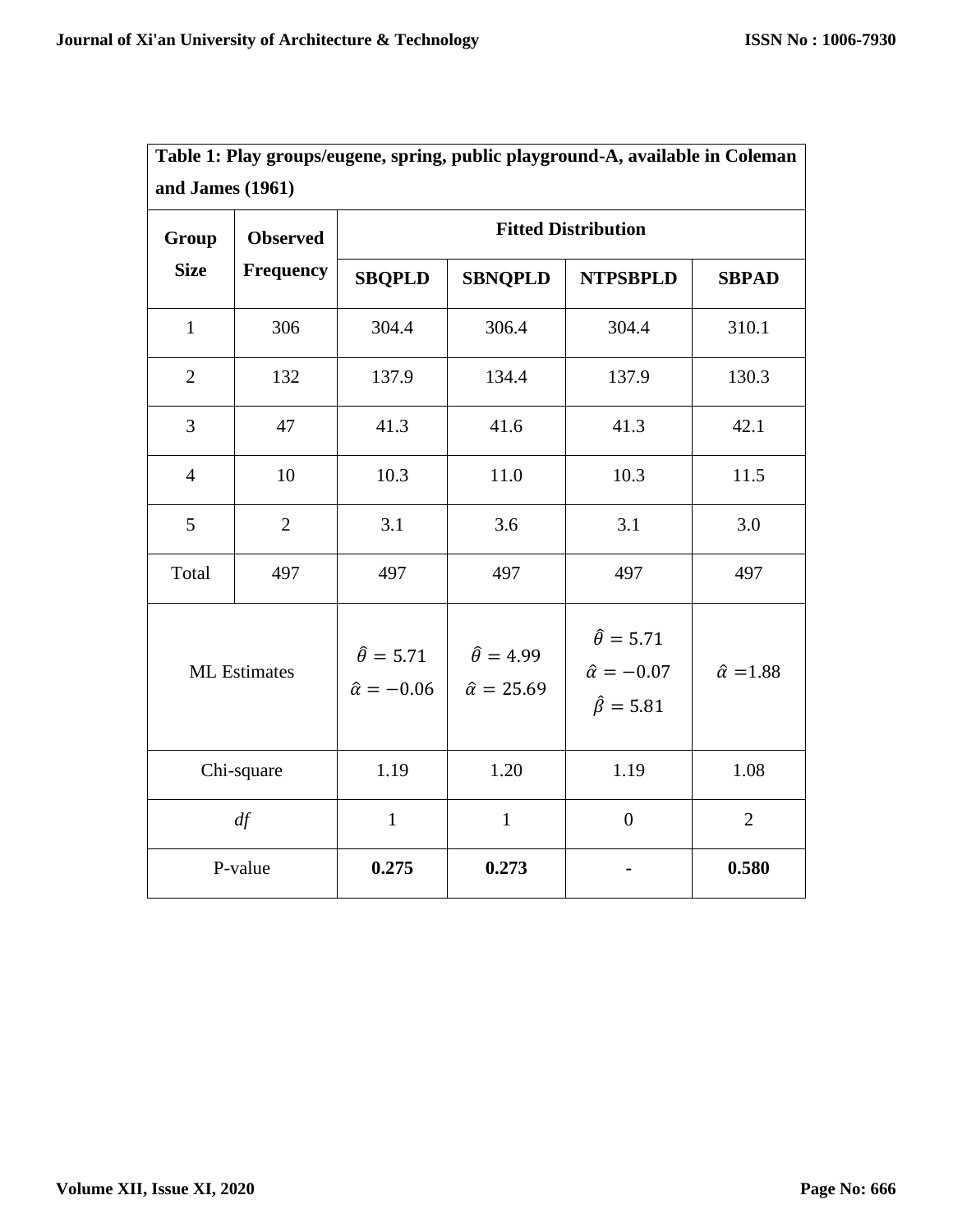**Table 1: Play groups/eugene, spring, public playground-A, available in Coleman and James (1961)**

| Group Size | Observed Frequency | Fitted Distribution | | | |
|---|---|---|---|---|---|
| | | **SBQPLD** | **SBNQPLD** | **NTPSBPLD** | **SBPAD** |
| 1 | 306 | 304.4 | 306.4 | 304.4 | 310.1 |
| 2 | 132 | 137.9 | 134.4 | 137.9 | 130.3 |
| 3 | 47 | 41.3 | 41.6 | 41.3 | 42.1 |
| 4 | 10 | 10.3 | 11.0 | 10.3 | 11.5 |
| 5 | 2 | 3.1 | 3.6 | 3.1 | 3.0 |
| Total | 497 | 497 | 497 | 497 | 497 |
| ML Estimates | | $\hat{\theta} = 5.71$ $\hat{\alpha} = -0.06$ | $\hat{\theta} = 4.99$ $\hat{\alpha} = 25.69$ | $\hat{\theta} = 5.71$ $\hat{\alpha} = -0.07$ $\hat{\beta} = 5.81$ | $\hat{\alpha} = 1.88$ |
| Chi-square | | 1.19 | 1.20 | 1.19 | 1.08 |
| *df* | | 1 | 1 | 0 | 2 |
| P-value | | **0.275** | **0.273** | **-** | **0.580** |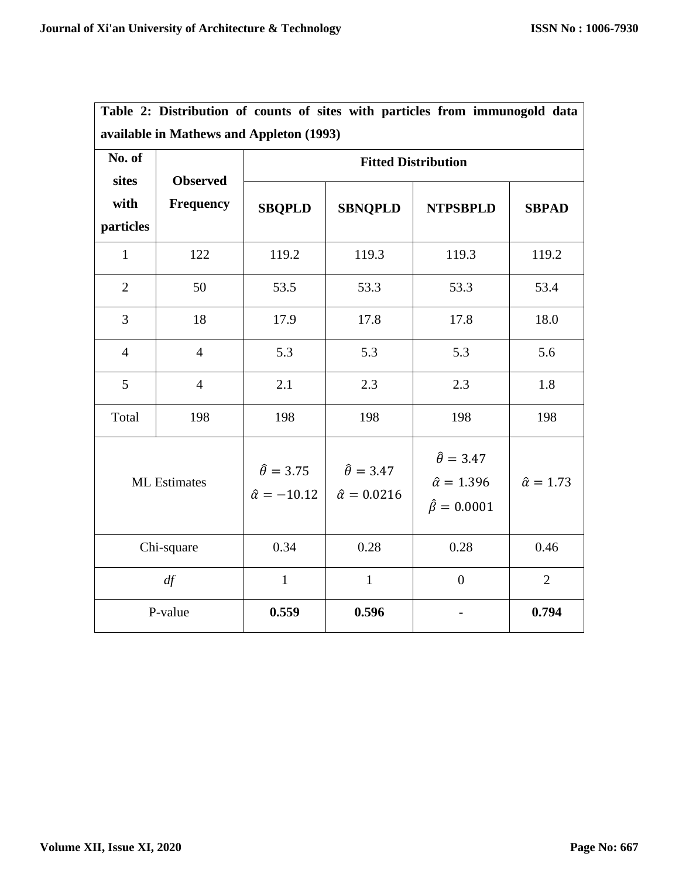**Table 2: Distribution of counts of sites with particles from immunogold data available in Mathews and Appleton (1993)**

| No. of sites with particles | Observed Frequency | Fitted Distribution | | | |
|---|---|---|---|---|---|
| | | **SBQPLD** | **SBNQPLD** | **NTPSBPLD** | **SBPAD** |
| 1 | 122 | 119.2 | 119.3 | 119.3 | 119.2 |
| 2 | 50 | 53.5 | 53.3 | 53.3 | 53.4 |
| 3 | 18 | 17.9 | 17.8 | 17.8 | 18.0 |
| 4 | 4 | 5.3 | 5.3 | 5.3 | 5.6 |
| 5 | 4 | 2.1 | 2.3 | 2.3 | 1.8 |
| Total | 198 | 198 | 198 | 198 | 198 |
| ML Estimates | | $\hat{\theta} = 3.75$ $\hat{\alpha} = -10.12$ | $\hat{\theta} = 3.47$ $\hat{\alpha} = 0.0216$ | $\hat{\theta} = 3.47$ $\hat{\alpha} = 1.396$ $\hat{\beta} = 0.0001$ | $\hat{\alpha} = 1.73$ |
| Chi-square | | 0.34 | 0.28 | 0.28 | 0.46 |
| *df* | | 1 | 1 | 0 | 2 |
| P-value | | **0.559** | **0.596** | - | **0.794** |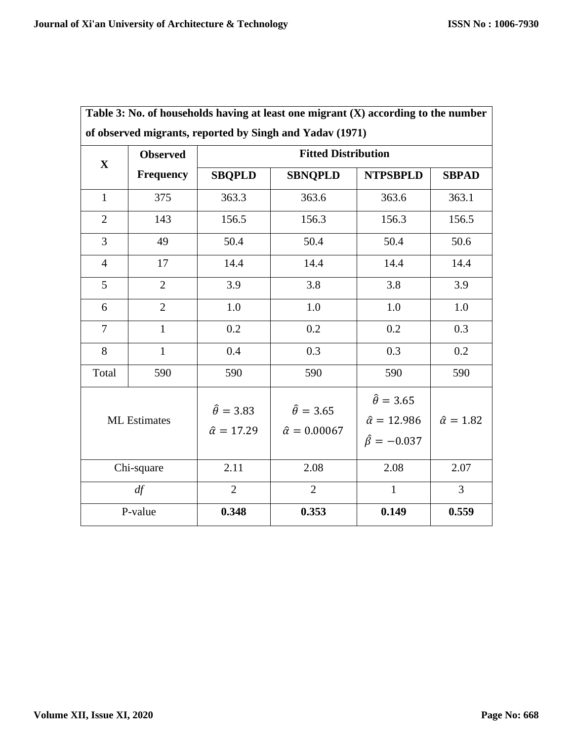**Table 3: No. of households having at least one migrant (X) according to the number of observed migrants, reported by Singh and Yadav (1971)**

| X | Observed Frequency | Fitted Distribution | | | |
|---|---|---|---|---|---|
| | | SBQPLD | SBNQPLD | NTPSBPLD | SBPAD |
| 1 | 375 | 363.3 | 363.6 | 363.6 | 363.1 |
| 2 | 143 | 156.5 | 156.3 | 156.3 | 156.5 |
| 3 | 49 | 50.4 | 50.4 | 50.4 | 50.6 |
| 4 | 17 | 14.4 | 14.4 | 14.4 | 14.4 |
| 5 | 2 | 3.9 | 3.8 | 3.8 | 3.9 |
| 6 | 2 | 1.0 | 1.0 | 1.0 | 1.0 |
| 7 | 1 | 0.2 | 0.2 | 0.2 | 0.3 |
| 8 | 1 | 0.4 | 0.3 | 0.3 | 0.2 |
| Total | 590 | 590 | 590 | 590 | 590 |
| ML Estimates | | $\hat{\theta} = 3.83$ $\hat{\alpha} = 17.29$ | $\hat{\theta} = 3.65$ $\hat{\alpha} = 0.00067$ | $\hat{\theta} = 3.65$ $\hat{\alpha} = 12.986$ $\hat{\beta} = -0.037$ | $\hat{\alpha} = 1.82$ |
| Chi-square | | 2.11 | 2.08 | 2.08 | 2.07 |
| *df* | | 2 | 2 | 1 | 3 |
| P-value | | **0.348** | **0.353** | **0.149** | **0.559** |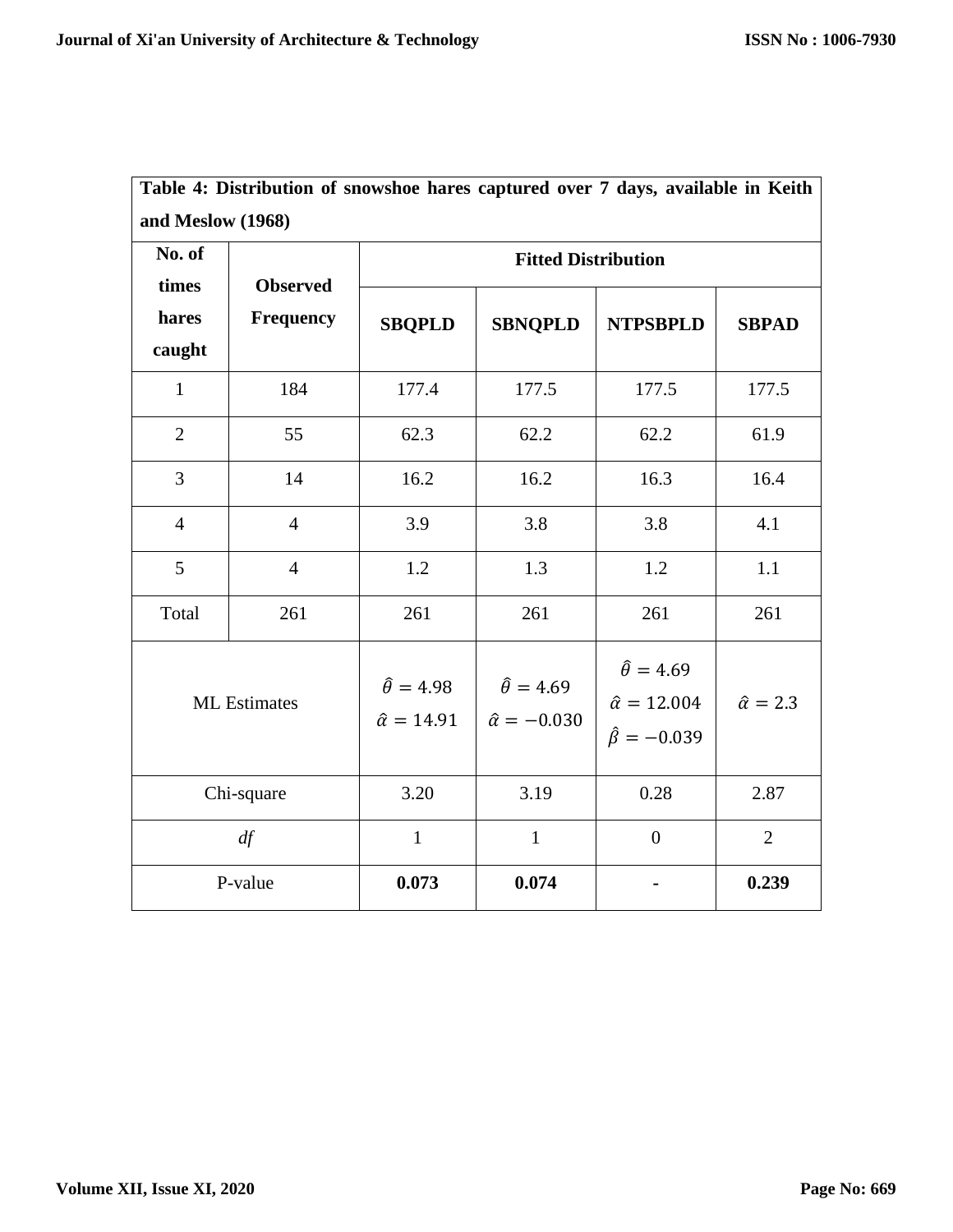**Table 4: Distribution of snowshoe hares captured over 7 days, available in Keith and Meslow (1968)**

| No. of times hares caught | Observed Frequency | Fitted Distribution | | | |
|---|---|---|---|---|---|
| | | **SBQPLD** | **SBNQPLD** | **NTPSBPLD** | **SBPAD** |
| 1 | 184 | 177.4 | 177.5 | 177.5 | 177.5 |
| 2 | 55 | 62.3 | 62.2 | 62.2 | 61.9 |
| 3 | 14 | 16.2 | 16.2 | 16.3 | 16.4 |
| 4 | 4 | 3.9 | 3.8 | 3.8 | 4.1 |
| 5 | 4 | 1.2 | 1.3 | 1.2 | 1.1 |
| Total | 261 | 261 | 261 | 261 | 261 |
| ML Estimates | | $\hat{\theta} = 4.98$ $\hat{\alpha} = 14.91$ | $\hat{\theta} = 4.69$ $\hat{\alpha} = -0.030$ | $\hat{\theta} = 4.69$ $\hat{\alpha} = 12.004$ $\hat{\beta} = -0.039$ | $\hat{\alpha} = 2.3$ |
| Chi-square | | 3.20 | 3.19 | 0.28 | 2.87 |
| *df* | | 1 | 1 | 0 | 2 |
| P-value | | **0.073** | **0.074** | **-** | **0.239** |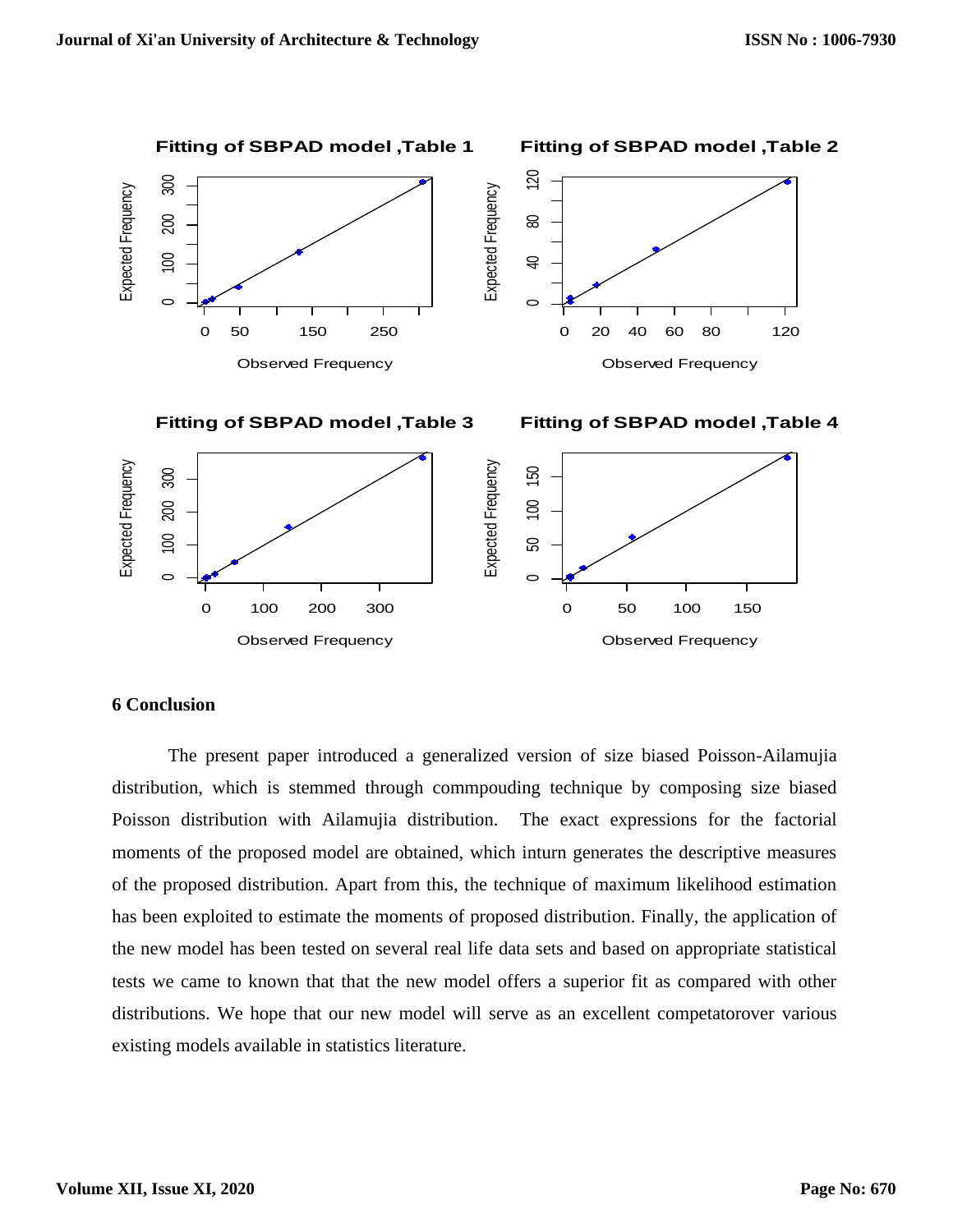Fitting of SBPAD model ,Table 1

Fitting of SBPAD model ,Table 2

Fitting of SBPAD model ,Table 3

Fitting of SBPAD model ,Table 4

## 6 Conclusion

The present paper introduced a generalized version of size biased Poisson-Ailamujia distribution, which is stemmed through commpouding technique by composing size biased Poisson distribution with Ailamujia distribution. The exact expressions for the factorial moments of the proposed model are obtained, which inturn generates the descriptive measures of the proposed distribution. Apart from this, the technique of maximum likelihood estimation has been exploited to estimate the moments of proposed distribution. Finally, the application of the new model has been tested on several real life data sets and based on appropriate statistical tests we came to known that that the new model offers a superior fit as compared with other distributions. We hope that our new model will serve as an excellent competatorover various existing models available in statistics literature.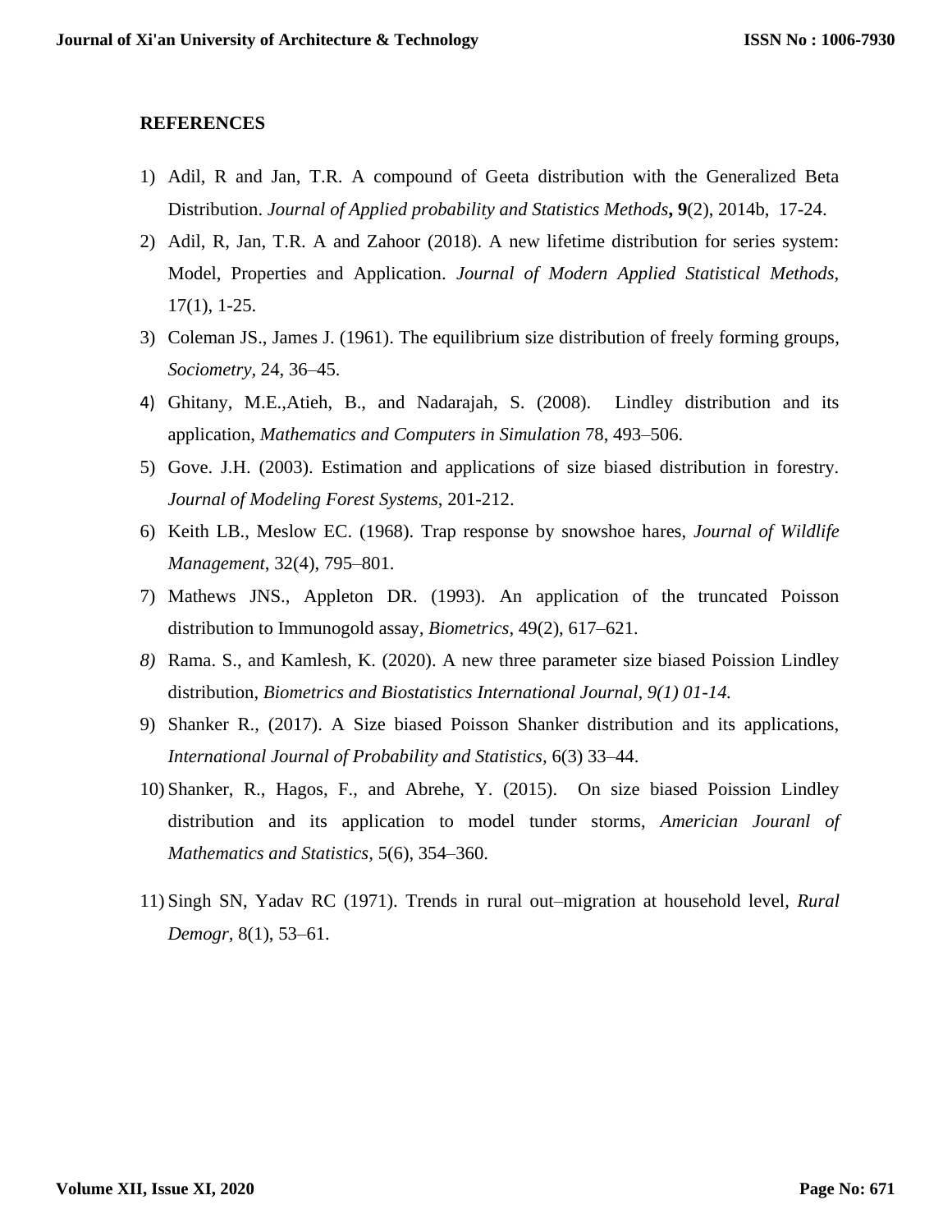## REFERENCES

1) Adil, R and Jan, T.R. A compound of Geeta distribution with the Generalized Beta Distribution. *Journal of Applied probability and Statistics Methods***, 9**(2), 2014b, 17-24.
2) Adil, R, Jan, T.R. A and Zahoor (2018). A new lifetime distribution for series system: Model, Properties and Application. *Journal of Modern Applied Statistical Methods*, 17(1), 1-25.
3) Coleman JS., James J. (1961). The equilibrium size distribution of freely forming groups, *Sociometry*, 24, 36–45.
4) Ghitany, M.E.,Atieh, B., and Nadarajah, S. (2008). Lindley distribution and its application, *Mathematics and Computers in Simulation* 78, 493–506.
5) Gove. J.H. (2003). Estimation and applications of size biased distribution in forestry. *Journal of Modeling Forest Systems*, 201-212.
6) Keith LB., Meslow EC. (1968). Trap response by snowshoe hares, *Journal of Wildlife Management*, 32(4), 795–801.
7) Mathews JNS., Appleton DR. (1993). An application of the truncated Poisson distribution to Immunogold assay, *Biometrics*, 49(2), 617–621.
8) Rama. S., and Kamlesh, K. (2020). A new three parameter size biased Poission Lindley distribution, *Biometrics and Biostatistics International Journal, 9(1) 01-14.*
9) Shanker R., (2017). A Size biased Poisson Shanker distribution and its applications, *International Journal of Probability and Statistics*, 6(3) 33–44.
10) Shanker, R., Hagos, F., and Abrehe, Y. (2015). On size biased Poission Lindley distribution and its application to model tunder storms, *Americian Jouranl of Mathematics and Statistics*, 5(6), 354–360.
11) Singh SN, Yadav RC (1971). Trends in rural out–migration at household level, *Rural Demogr*, 8(1), 53–61.